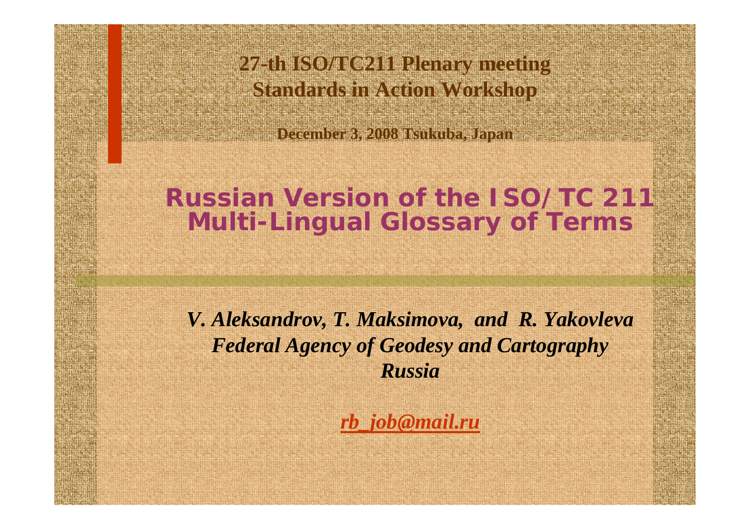**27-th ISO/TC211 Plenary meeting**
**Standards in Action Workshop**

**December 3, 2008 Tsukuba, Japan**

# Russian Version of the ISO/TC 211 Multi-Lingual Glossary of Terms

***V. Aleksandrov, T. Maksimova, and R. Yakovleva***
***Federal Agency of Geodesy and Cartography***
***Russia***

***rb_job@mail.ru***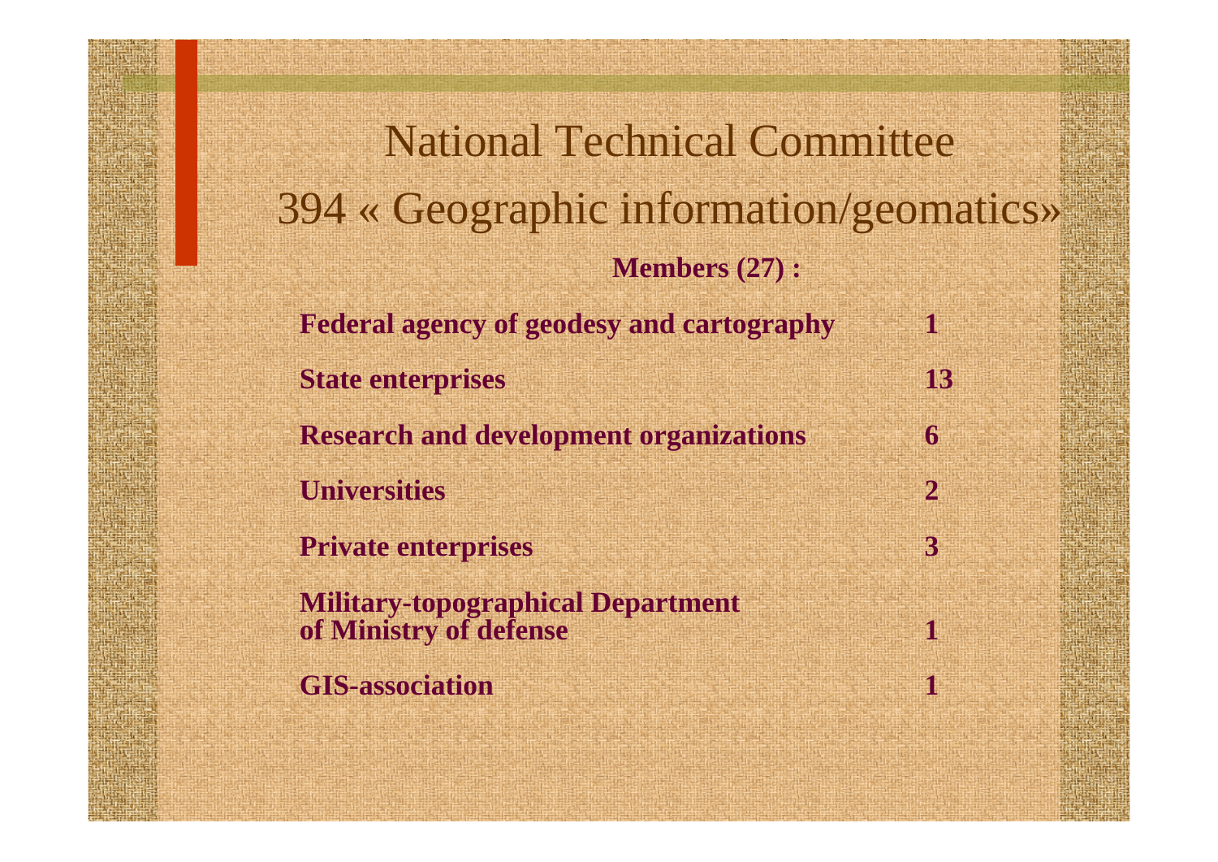# National Technical Committee 394 « Geographic information/geomatics»

**Members (27) :**

| | |
|---|---|
| **Federal agency of geodesy and cartography** | **1** |
| **State enterprises** | **13** |
| **Research and development organizations** | **6** |
| **Universities** | **2** |
| **Private enterprises** | **3** |
| **Military-topographical Department of Ministry of defense** | **1** |
| **GIS-association** | **1** |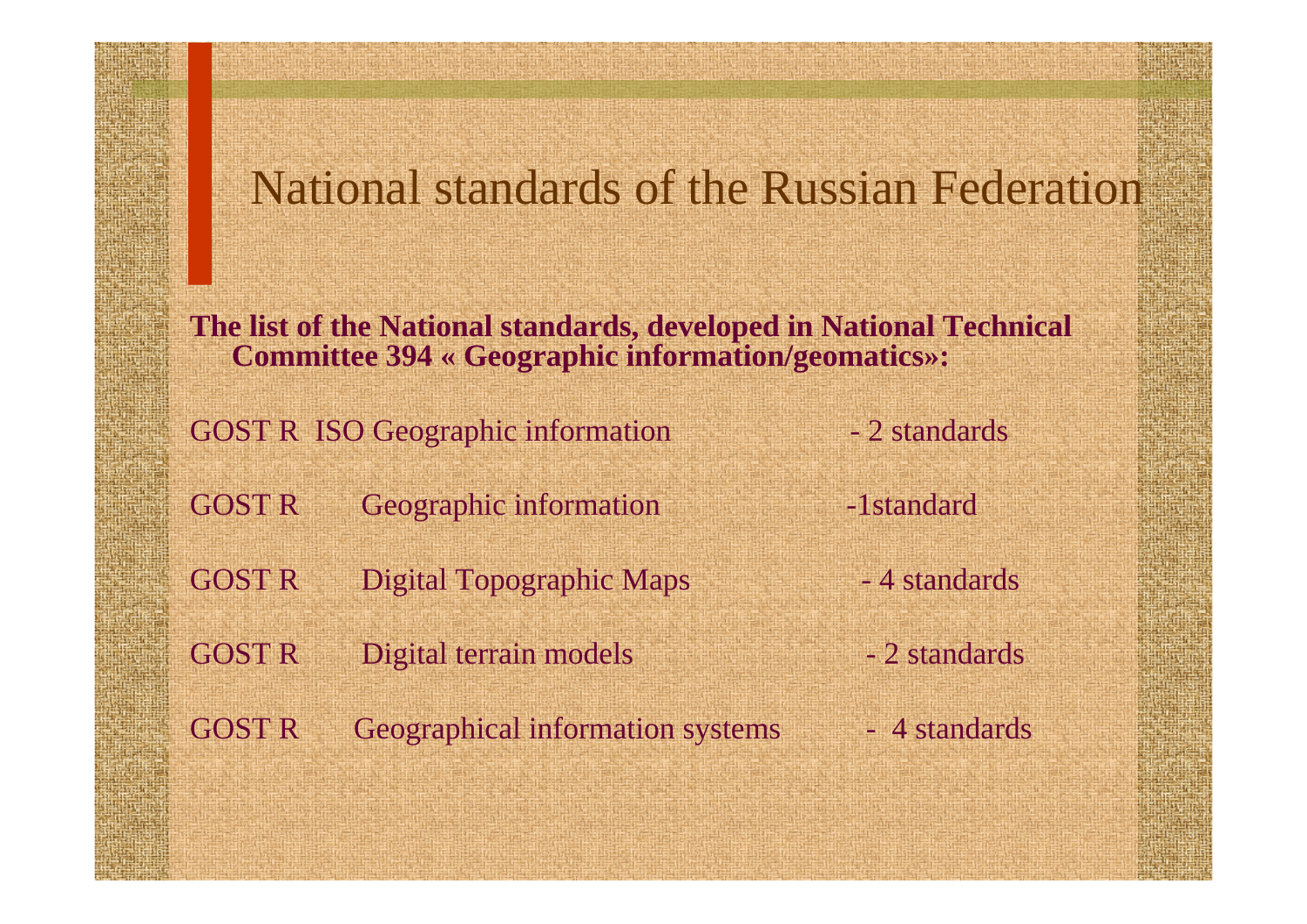# National standards of the Russian Federation

**The list of the National standards, developed in National Technical Committee 394 « Geographic information/geomatics»:**

| | | |
|---|---|---|
| GOST R | ISO Geographic information | - 2 standards |
| GOST R | Geographic information | -1standard |
| GOST R | Digital Topographic Maps | - 4 standards |
| GOST R | Digital terrain models | - 2 standards |
| GOST R | Geographical information systems | - 4 standards |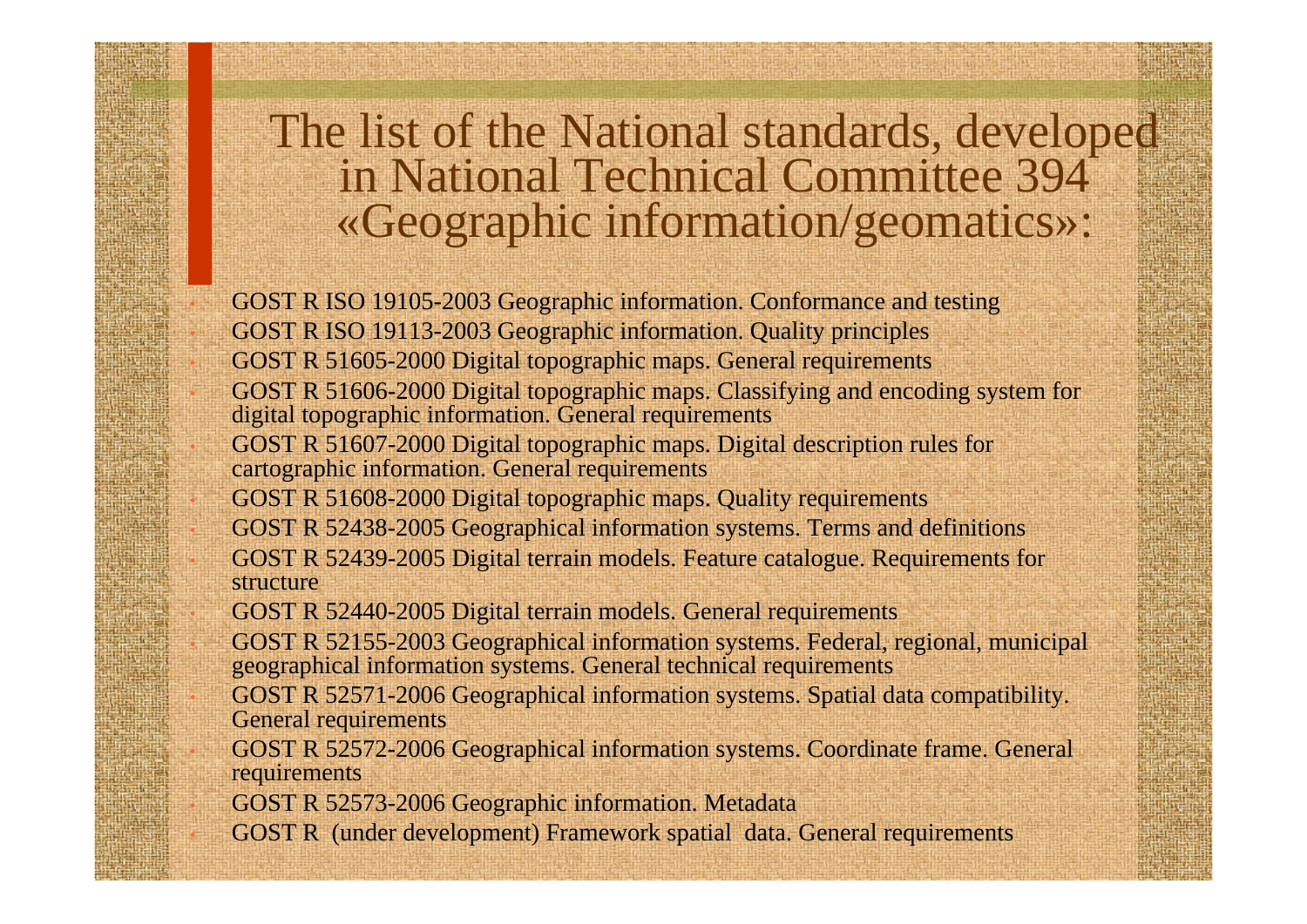# The list of the National standards, developed in National Technical Committee 394 «Geographic information/geomatics»:

- GOST R ISO 19105-2003 Geographic information. Conformance and testing
- GOST R ISO 19113-2003 Geographic information. Quality principles
- GOST R 51605-2000 Digital topographic maps. General requirements
- GOST R 51606-2000 Digital topographic maps. Classifying and encoding system for digital topographic information. General requirements
- GOST R 51607-2000 Digital topographic maps. Digital description rules for cartographic information. General requirements
- GOST R 51608-2000 Digital topographic maps. Quality requirements
- GOST R 52438-2005 Geographical information systems. Terms and definitions
- GOST R 52439-2005 Digital terrain models. Feature catalogue. Requirements for structure
- GOST R 52440-2005 Digital terrain models. General requirements
- GOST R 52155-2003 Geographical information systems. Federal, regional, municipal geographical information systems. General technical requirements
- GOST R 52571-2006 Geographical information systems. Spatial data compatibility. General requirements
- GOST R 52572-2006 Geographical information systems. Coordinate frame. General requirements
- GOST R 52573-2006 Geographic information. Metadata
- GOST R (under development) Framework spatial data. General requirements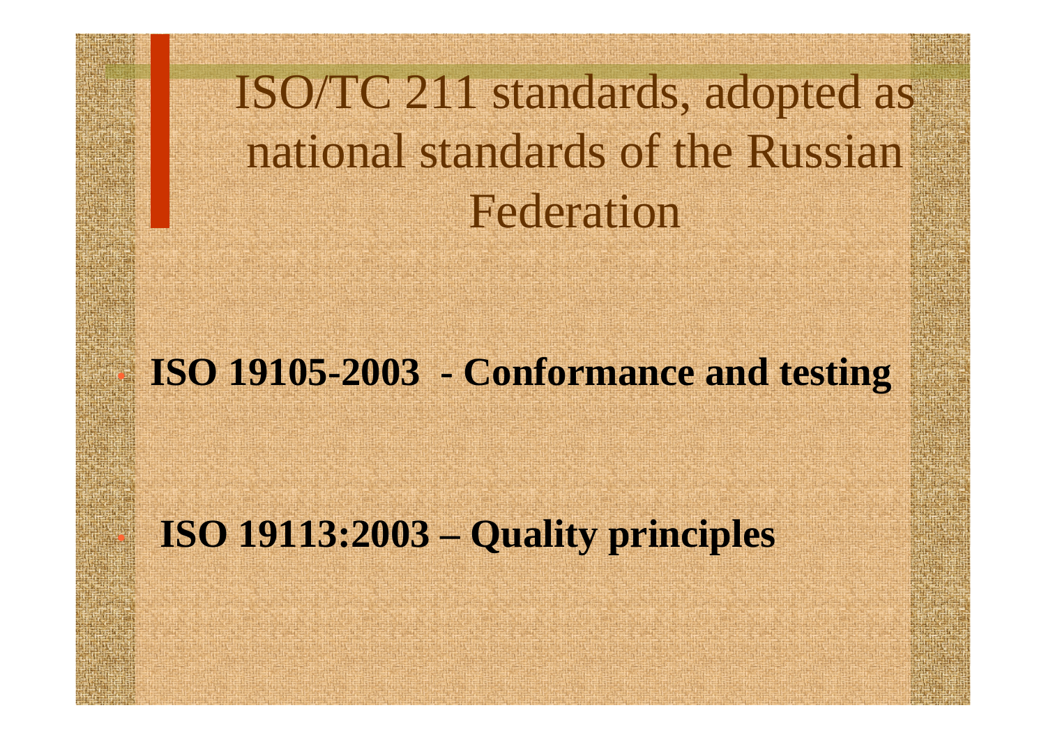# ISO/TC 211 standards, adopted as national standards of the Russian Federation

- **ISO 19105-2003 - Conformance and testing**
- **ISO 19113:2003 – Quality principles**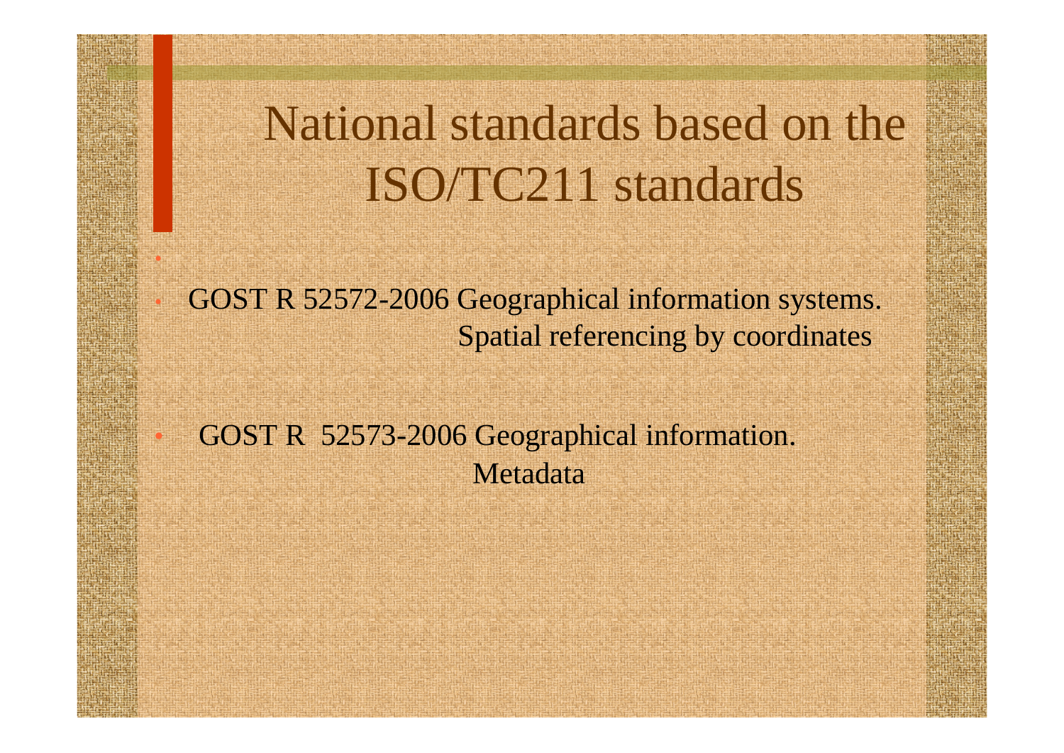# National standards based on the ISO/TC211 standards

- GOST R 52572-2006 Geographical information systems. Spatial referencing by coordinates

- GOST R 52573-2006 Geographical information. Metadata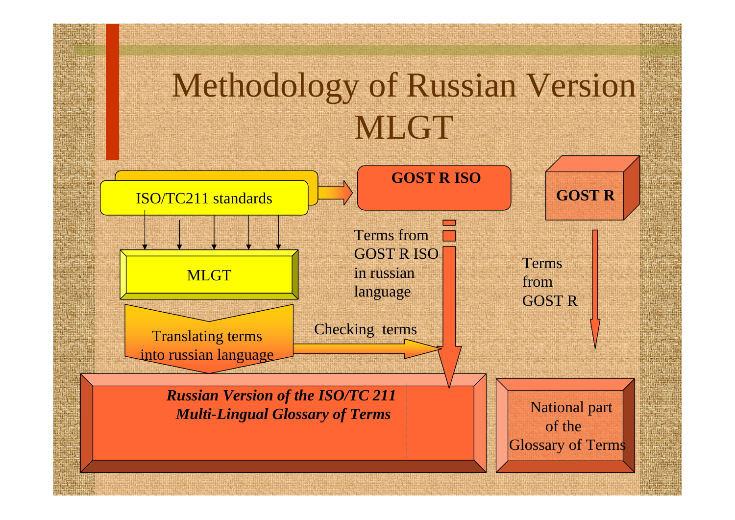# Methodology of Russian Version MLGT

ISO/TC211 standards

GOST R ISO

GOST R

MLGT

Terms from GOST R ISO in russian language

Terms from GOST R

Translating terms into russian language

Checking terms

***Russian Version of the ISO/TC 211 Multi-Lingual Glossary of Terms***

National part of the Glossary of Terms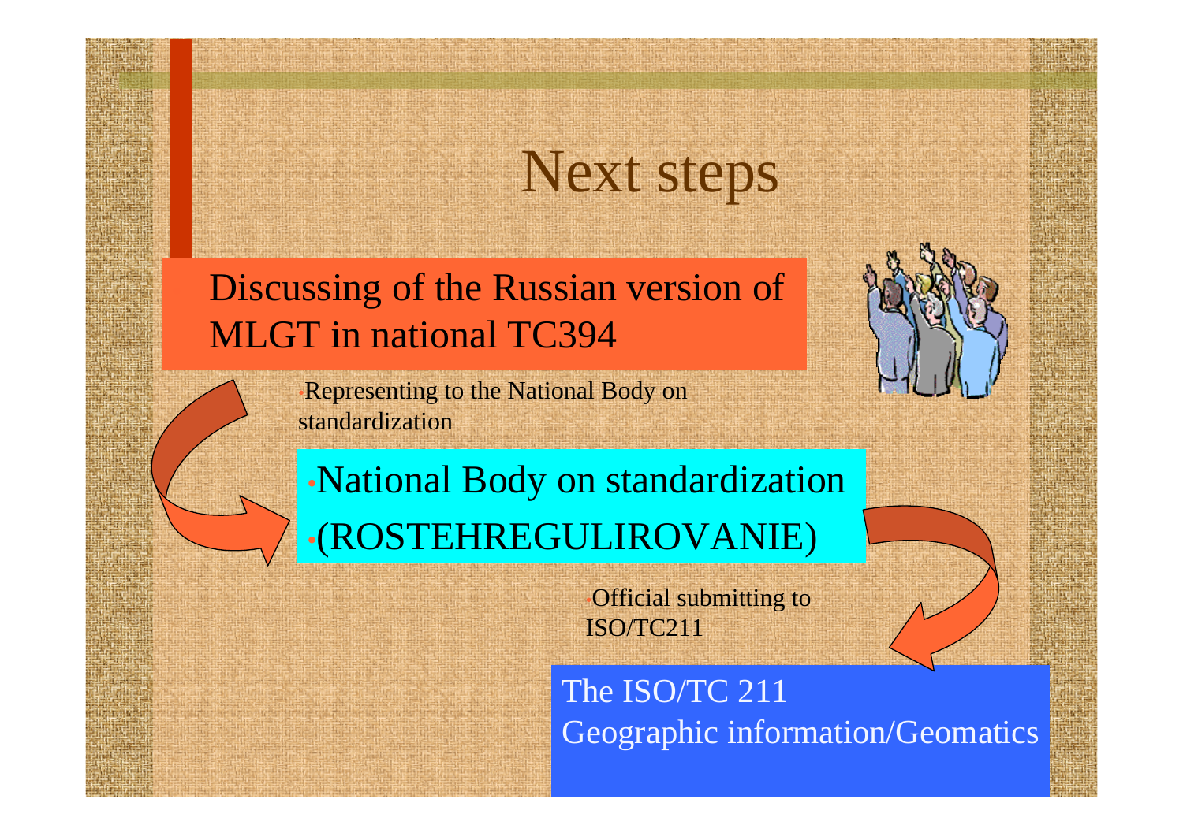# Next steps

Discussing of the Russian version of MLGT in national TC394

- Representing to the National Body on standardization

- National Body on standardization
- (ROSTEHREGULIROVANIE)

- Official submitting to ISO/TC211

The ISO/TC 211 Geographic information/Geomatics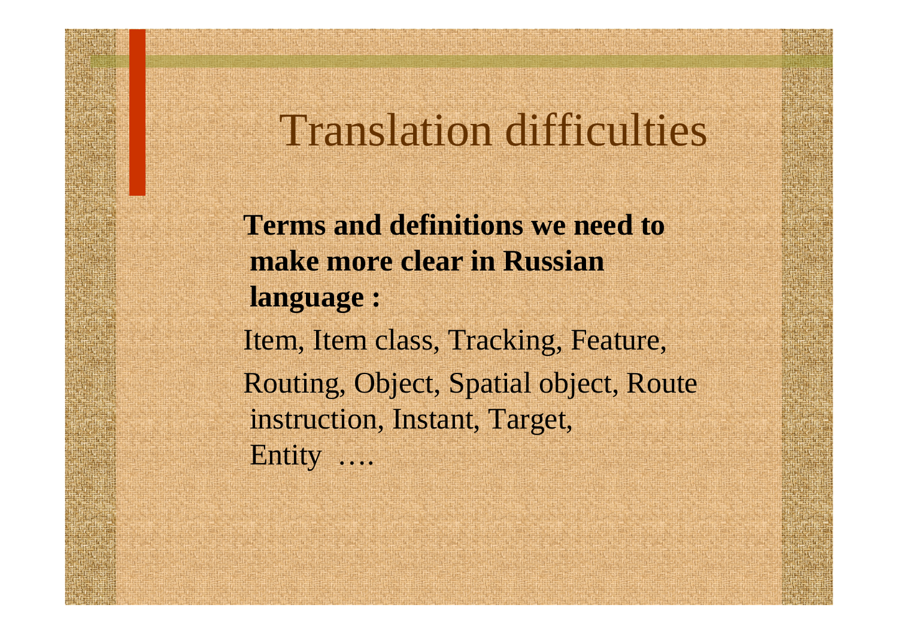# Translation difficulties

**Terms and definitions we need to make more clear in Russian language :**

Item, Item class, Tracking, Feature,

Routing, Object, Spatial object, Route instruction, Instant, Target, Entity ….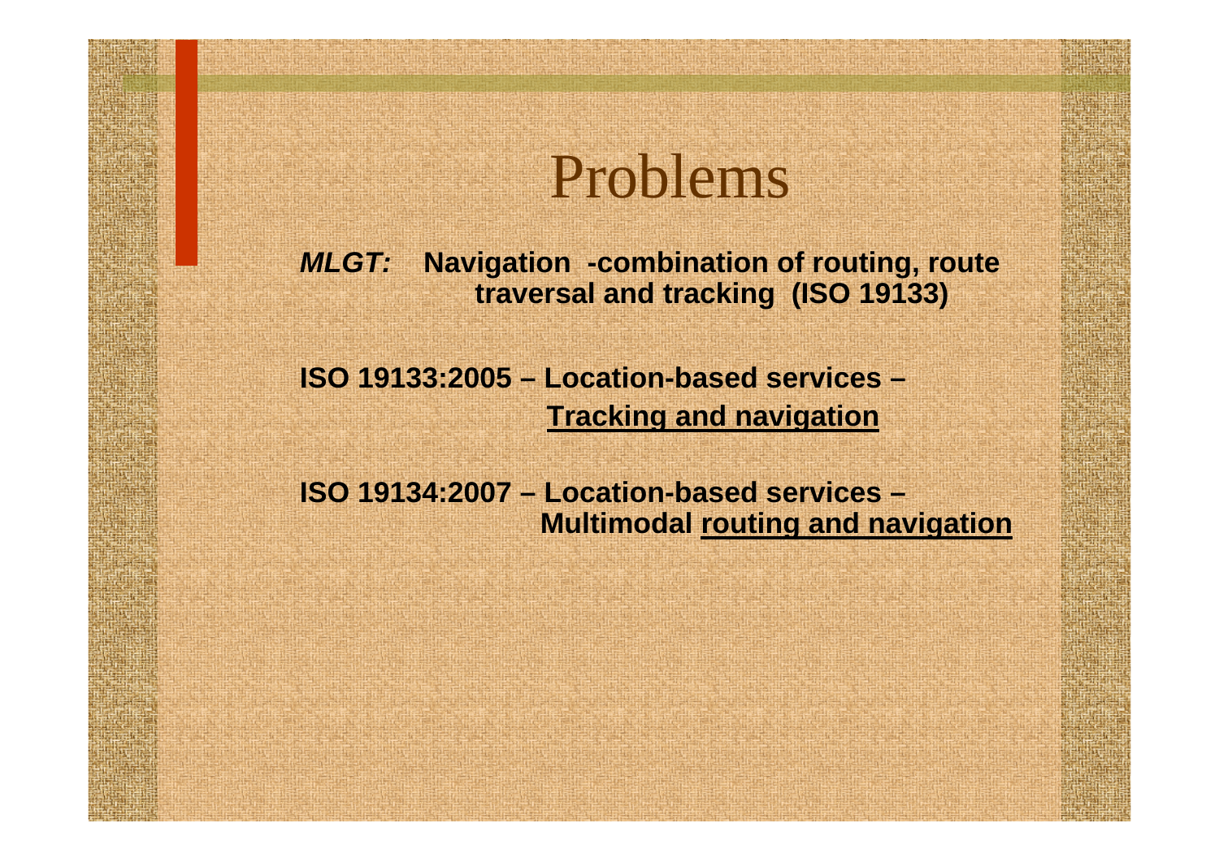# Problems

***MLGT:*** **Navigation -combination of routing, route traversal and tracking (ISO 19133)**

**ISO 19133:2005 – Location-based services – <u>Tracking and navigation</u>**

**ISO 19134:2007 – Location-based services – Multimodal <u>routing and navigation</u>**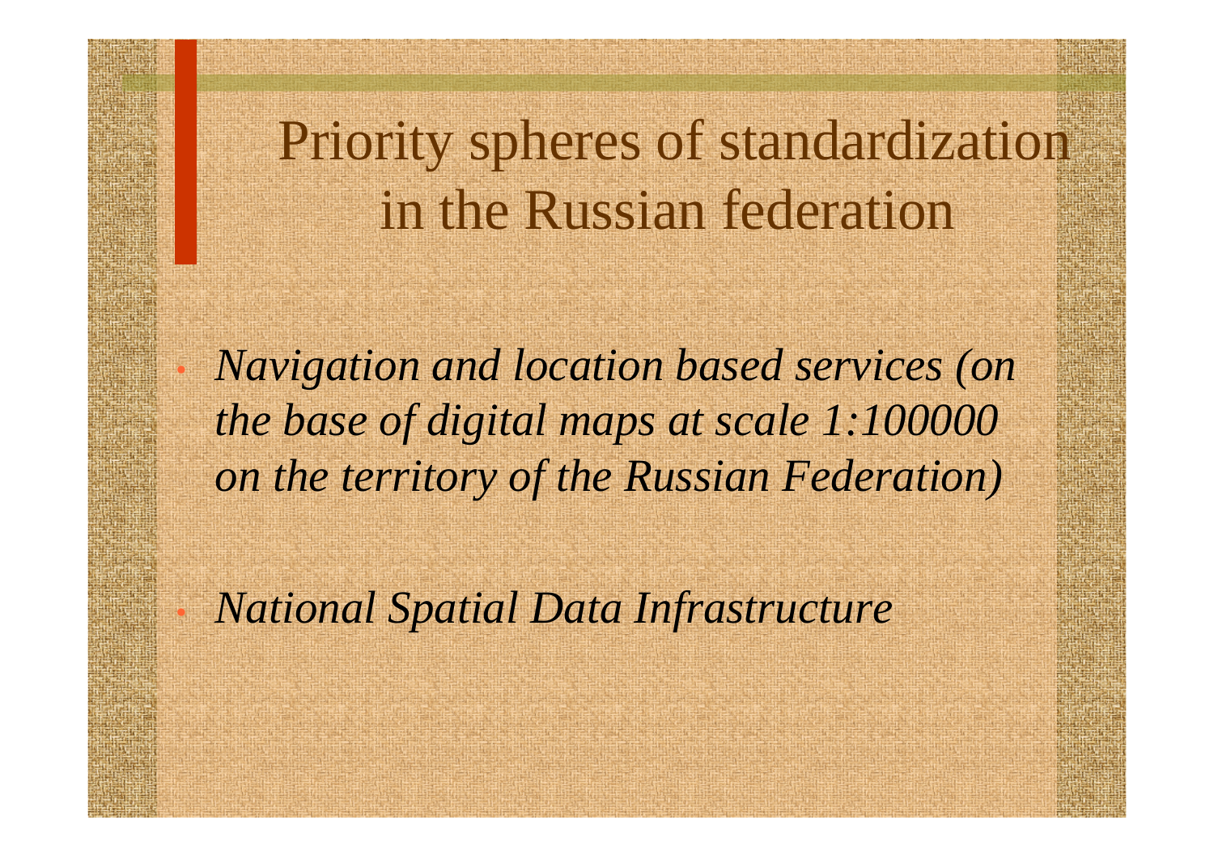# Priority spheres of standardization in the Russian federation

- *Navigation and location based services (on the base of digital maps at scale 1:100000 on the territory of the Russian Federation)*
- *National Spatial Data Infrastructure*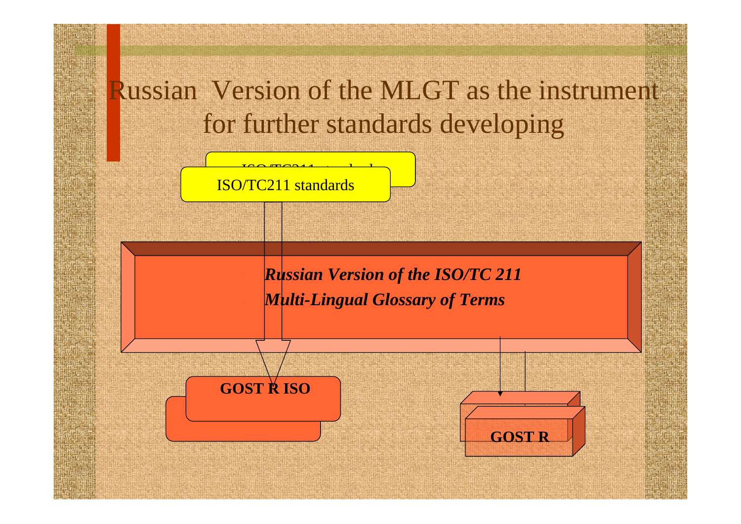# Russian Version of the MLGT as the instrument for further standards developing

ISO/TC211 standards

***Russian Version of the ISO/TC 211***

***Multi-Lingual Glossary of Terms***

**GOST R ISO**

**GOST R**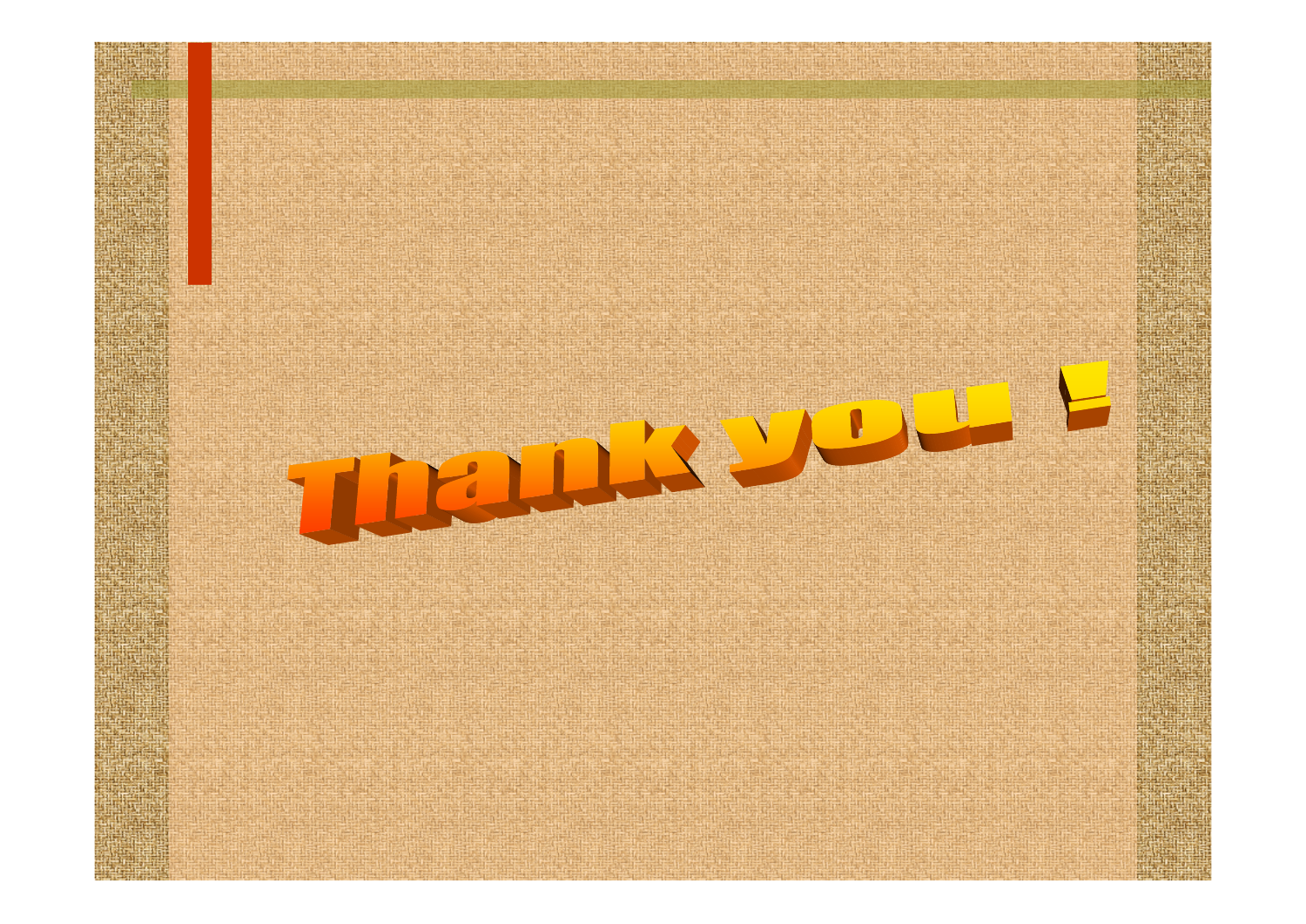Thank you！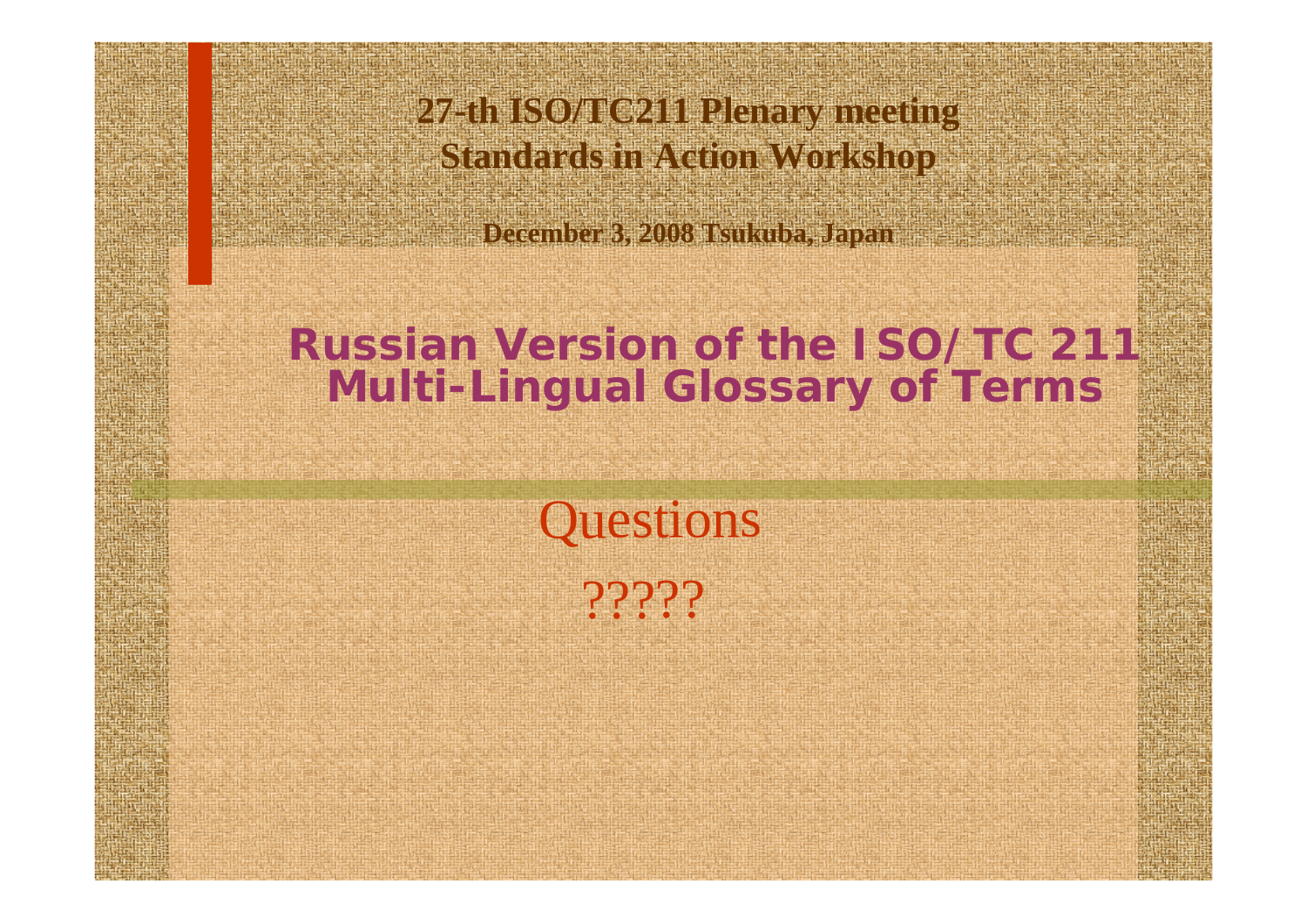**27-th ISO/TC211 Plenary meeting**
**Standards in Action Workshop**

**December 3, 2008 Tsukuba, Japan**

# Russian Version of the ISO/TC 211 Multi-Lingual Glossary of Terms

## Questions

??????